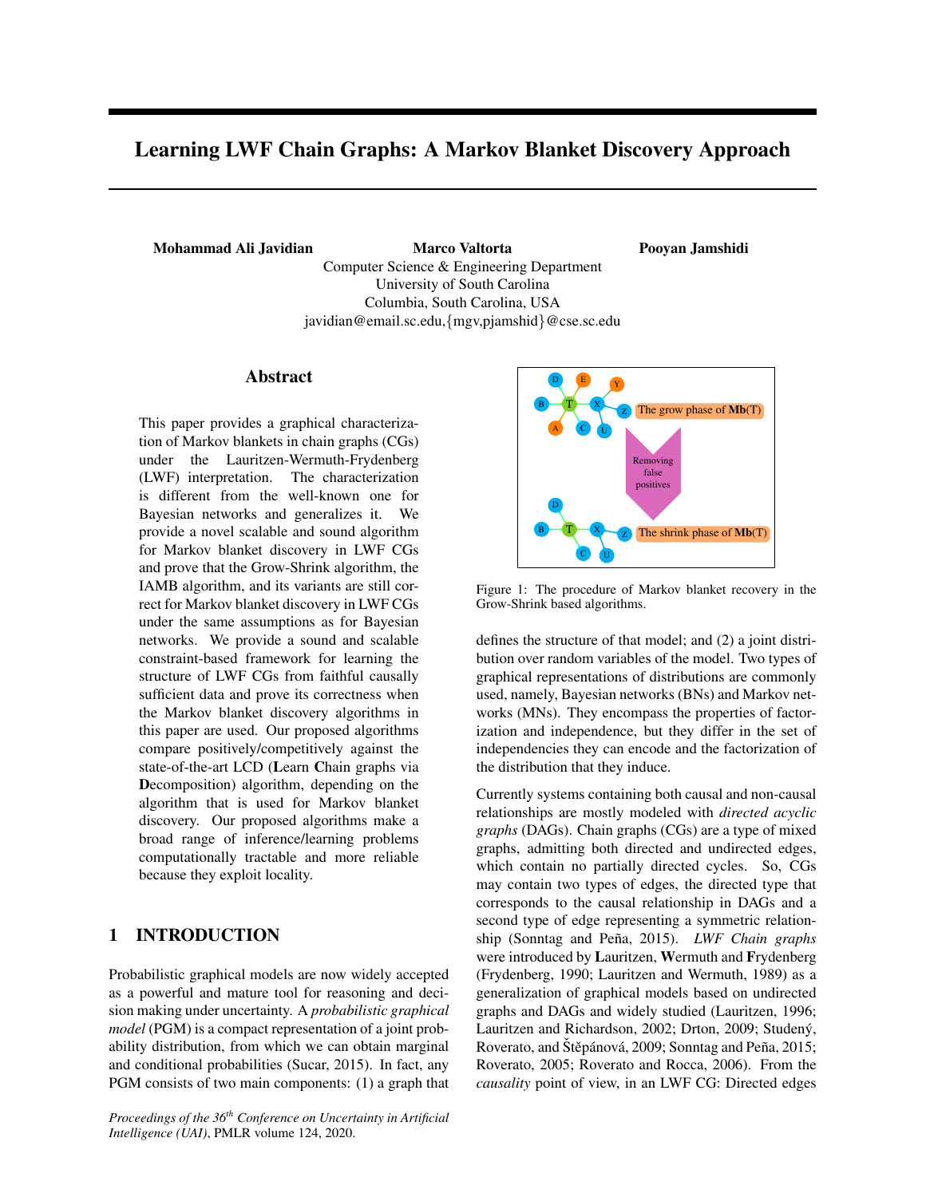# Learning LWF Chain Graphs: A Markov Blanket Discovery Approach

**Mohammad Ali Javidian** **Marco Valtorta** **Pooyan Jamshidi**

Computer Science & Engineering Department
University of South Carolina
Columbia, South Carolina, USA
javidian@email.sc.edu,{mgv,pjamshid}@cse.sc.edu

## Abstract

This paper provides a graphical characterization of Markov blankets in chain graphs (CGs) under the Lauritzen-Wermuth-Frydenberg (LWF) interpretation. The characterization is different from the well-known one for Bayesian networks and generalizes it. We provide a novel scalable and sound algorithm for Markov blanket discovery in LWF CGs and prove that the Grow-Shrink algorithm, the IAMB algorithm, and its variants are still correct for Markov blanket discovery in LWF CGs under the same assumptions as for Bayesian networks. We provide a sound and scalable constraint-based framework for learning the structure of LWF CGs from faithful causally sufficient data and prove its correctness when the Markov blanket discovery algorithms in this paper are used. Our proposed algorithms compare positively/competitively against the state-of-the-art LCD (**L**earn **C**hain graphs via **D**ecomposition) algorithm, depending on the algorithm that is used for Markov blanket discovery. Our proposed algorithms make a broad range of inference/learning problems computationally tractable and more reliable because they exploit locality.

## 1 INTRODUCTION

Probabilistic graphical models are now widely accepted as a powerful and mature tool for reasoning and decision making under uncertainty. A *probabilistic graphical model* (PGM) is a compact representation of a joint probability distribution, from which we can obtain marginal and conditional probabilities (Sucar, 2015). In fact, any PGM consists of two main components: (1) a graph that defines the structure of that model; and (2) a joint distribution over random variables of the model. Two types of graphical representations of distributions are commonly used, namely, Bayesian networks (BNs) and Markov networks (MNs). They encompass the properties of factorization and independence, but they differ in the set of independencies they can encode and the factorization of the distribution that they induce.

D
E
Y
B
T
X
Z
The grow phase of **Mb**(T)
A
C
U
Removing false positives
D
B
T
X
Z
The shrink phase of **Mb**(T)
C
U

Figure 1: The procedure of Markov blanket recovery in the Grow-Shrink based algorithms.

Currently systems containing both causal and non-causal relationships are mostly modeled with *directed acyclic graphs* (DAGs). Chain graphs (CGs) are a type of mixed graphs, admitting both directed and undirected edges, which contain no partially directed cycles. So, CGs may contain two types of edges, the directed type that corresponds to the causal relationship in DAGs and a second type of edge representing a symmetric relationship (Sonntag and Peña, 2015). *LWF Chain graphs* were introduced by **L**auritzen, **W**ermuth and **F**rydenberg (Frydenberg, 1990; Lauritzen and Wermuth, 1989) as a generalization of graphical models based on undirected graphs and DAGs and widely studied (Lauritzen, 1996; Lauritzen and Richardson, 2002; Drton, 2009; Studený, Roverato, and Štěpánová, 2009; Sonntag and Peña, 2015; Roverato, 2005; Roverato and Rocca, 2006). From the *causality* point of view, in an LWF CG: Directed edges

*Proceedings of the 36th Conference on Uncertainty in Artificial Intelligence (UAI)*, PMLR volume 124, 2020.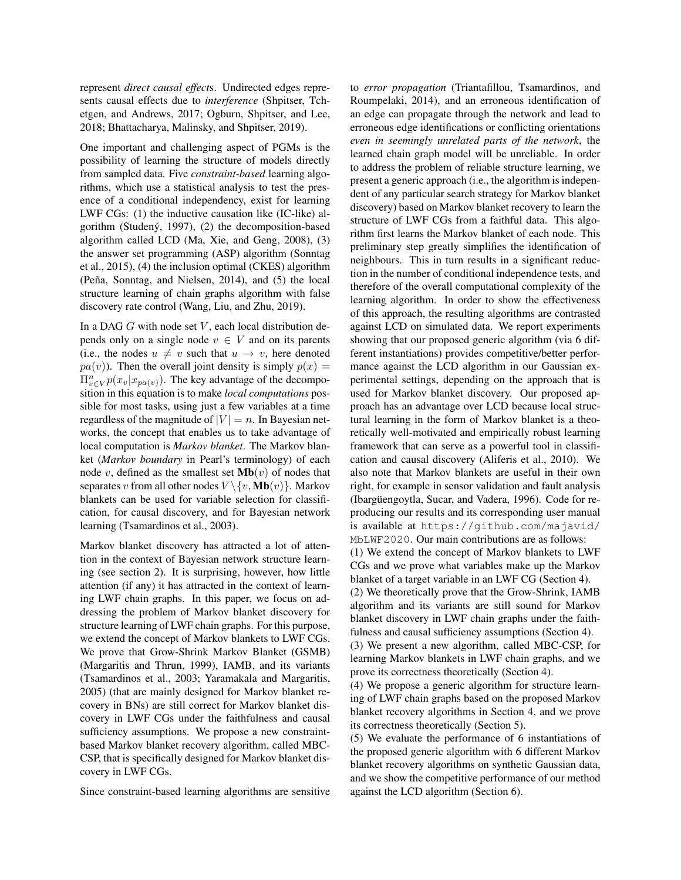represent *direct causal effect*s. Undirected edges represents causal effects due to *interference* (Shpitser, Tchetgen, and Andrews, 2017; Ogburn, Shpitser, and Lee, 2018; Bhattacharya, Malinsky, and Shpitser, 2019).

One important and challenging aspect of PGMs is the possibility of learning the structure of models directly from sampled data. Five *constraint-based* learning algorithms, which use a statistical analysis to test the presence of a conditional independency, exist for learning LWF CGs: (1) the inductive causation like (IC-like) algorithm (Studený, 1997), (2) the decomposition-based algorithm called LCD (Ma, Xie, and Geng, 2008), (3) the answer set programming (ASP) algorithm (Sonntag et al., 2015), (4) the inclusion optimal (CKES) algorithm (Peña, Sonntag, and Nielsen, 2014), and (5) the local structure learning of chain graphs algorithm with false discovery rate control (Wang, Liu, and Zhu, 2019).

In a DAG $G$ with node set $V$, each local distribution depends only on a single node $v \in V$ and on its parents (i.e., the nodes $u \neq v$ such that $u \to v$, here denoted $pa(v)$). Then the overall joint density is simply $p(x) = \Pi_{v \in V}^{n} p(x_v | x_{pa(v)})$. The key advantage of the decomposition in this equation is to make *local computations* possible for most tasks, using just a few variables at a time regardless of the magnitude of $|V| = n$. In Bayesian networks, the concept that enables us to take advantage of local computation is *Markov blanket*. The Markov blanket (*Markov boundary* in Pearl's terminology) of each node $v$, defined as the smallest set $\mathbf{Mb}(v)$ of nodes that separates $v$ from all other nodes $V \setminus \{v, \mathbf{Mb}(v)\}$. Markov blankets can be used for variable selection for classification, for causal discovery, and for Bayesian network learning (Tsamardinos et al., 2003).

Markov blanket discovery has attracted a lot of attention in the context of Bayesian network structure learning (see section 2). It is surprising, however, how little attention (if any) it has attracted in the context of learning LWF chain graphs. In this paper, we focus on addressing the problem of Markov blanket discovery for structure learning of LWF chain graphs. For this purpose, we extend the concept of Markov blankets to LWF CGs. We prove that Grow-Shrink Markov Blanket (GSMB) (Margaritis and Thrun, 1999), IAMB, and its variants (Tsamardinos et al., 2003; Yaramakala and Margaritis, 2005) (that are mainly designed for Markov blanket recovery in BNs) are still correct for Markov blanket discovery in LWF CGs under the faithfulness and causal sufficiency assumptions. We propose a new constraint-based Markov blanket recovery algorithm, called MBC-CSP, that is specifically designed for Markov blanket discovery in LWF CGs.

Since constraint-based learning algorithms are sensitive to *error propagation* (Triantafillou, Tsamardinos, and Roumpelaki, 2014), and an erroneous identification of an edge can propagate through the network and lead to erroneous edge identifications or conflicting orientations *even in seemingly unrelated parts of the network*, the learned chain graph model will be unreliable. In order to address the problem of reliable structure learning, we present a generic approach (i.e., the algorithm is independent of any particular search strategy for Markov blanket discovery) based on Markov blanket recovery to learn the structure of LWF CGs from a faithful data. This algorithm first learns the Markov blanket of each node. This preliminary step greatly simplifies the identification of neighbours. This in turn results in a significant reduction in the number of conditional independence tests, and therefore of the overall computational complexity of the learning algorithm. In order to show the effectiveness of this approach, the resulting algorithms are contrasted against LCD on simulated data. We report experiments showing that our proposed generic algorithm (via 6 different instantiations) provides competitive/better performance against the LCD algorithm in our Gaussian experimental settings, depending on the approach that is used for Markov blanket discovery. Our proposed approach has an advantage over LCD because local structural learning in the form of Markov blanket is a theoretically well-motivated and empirically robust learning framework that can serve as a powerful tool in classification and causal discovery (Aliferis et al., 2010). We also note that Markov blankets are useful in their own right, for example in sensor validation and fault analysis (Ibargüengoytla, Sucar, and Vadera, 1996). Code for reproducing our results and its corresponding user manual is available at `https://github.com/majavid/MbLWF2020`. Our main contributions are as follows:

(1) We extend the concept of Markov blankets to LWF CGs and we prove what variables make up the Markov blanket of a target variable in an LWF CG (Section 4).

(2) We theoretically prove that the Grow-Shrink, IAMB algorithm and its variants are still sound for Markov blanket discovery in LWF chain graphs under the faithfulness and causal sufficiency assumptions (Section 4).

(3) We present a new algorithm, called MBC-CSP, for learning Markov blankets in LWF chain graphs, and we prove its correctness theoretically (Section 4).

(4) We propose a generic algorithm for structure learning of LWF chain graphs based on the proposed Markov blanket recovery algorithms in Section 4, and we prove its correctness theoretically (Section 5).

(5) We evaluate the performance of 6 instantiations of the proposed generic algorithm with 6 different Markov blanket recovery algorithms on synthetic Gaussian data, and we show the competitive performance of our method against the LCD algorithm (Section 6).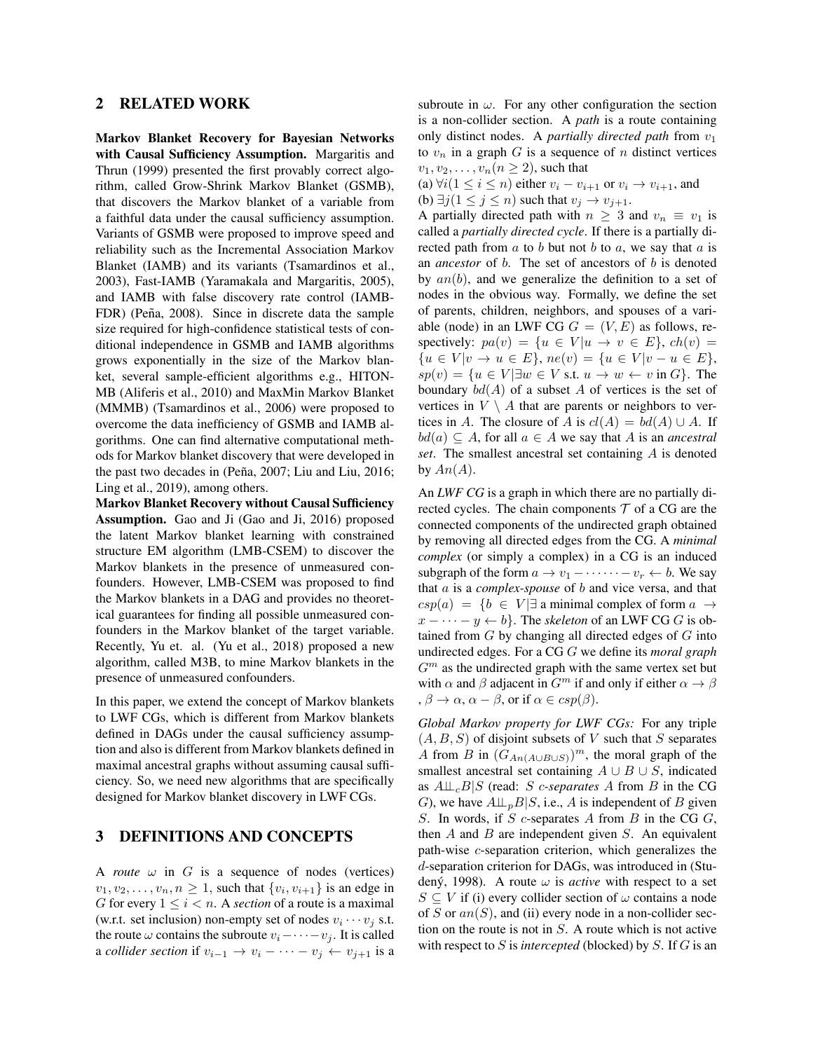## 2 RELATED WORK

**Markov Blanket Recovery for Bayesian Networks with Causal Sufficiency Assumption.** Margaritis and Thrun (1999) presented the first provably correct algorithm, called Grow-Shrink Markov Blanket (GSMB), that discovers the Markov blanket of a variable from a faithful data under the causal sufficiency assumption. Variants of GSMB were proposed to improve speed and reliability such as the Incremental Association Markov Blanket (IAMB) and its variants (Tsamardinos et al., 2003), Fast-IAMB (Yaramakala and Margaritis, 2005), and IAMB with false discovery rate control (IAMB-FDR) (Peña, 2008). Since in discrete data the sample size required for high-confidence statistical tests of conditional independence in GSMB and IAMB algorithms grows exponentially in the size of the Markov blanket, several sample-efficient algorithms e.g., HITON-MB (Aliferis et al., 2010) and MaxMin Markov Blanket (MMMB) (Tsamardinos et al., 2006) were proposed to overcome the data inefficiency of GSMB and IAMB algorithms. One can find alternative computational methods for Markov blanket discovery that were developed in the past two decades in (Peña, 2007; Liu and Liu, 2016; Ling et al., 2019), among others.

**Markov Blanket Recovery without Causal Sufficiency Assumption.** Gao and Ji (Gao and Ji, 2016) proposed the latent Markov blanket learning with constrained structure EM algorithm (LMB-CSEM) to discover the Markov blankets in the presence of unmeasured confounders. However, LMB-CSEM was proposed to find the Markov blankets in a DAG and provides no theoretical guarantees for finding all possible unmeasured confounders in the Markov blanket of the target variable. Recently, Yu et. al. (Yu et al., 2018) proposed a new algorithm, called M3B, to mine Markov blankets in the presence of unmeasured confounders.

In this paper, we extend the concept of Markov blankets to LWF CGs, which is different from Markov blankets defined in DAGs under the causal sufficiency assumption and also is different from Markov blankets defined in maximal ancestral graphs without assuming causal sufficiency. So, we need new algorithms that are specifically designed for Markov blanket discovery in LWF CGs.

## 3 DEFINITIONS AND CONCEPTS

A *route* $\omega$ in $G$ is a sequence of nodes (vertices) $v_1, v_2, \dots, v_n, n \geq 1$, such that $\{v_i, v_{i+1}\}$ is an edge in $G$ for every $1 \leq i < n$. A *section* of a route is a maximal (w.r.t. set inclusion) non-empty set of nodes $v_i \cdots v_j$ s.t. the route $\omega$ contains the subroute $v_i - \cdots - v_j$. It is called a *collider section* if $v_{i-1} \to v_i - \cdots - v_j \leftarrow v_{j+1}$ is a subroute in $\omega$. For any other configuration the section is a non-collider section. A *path* is a route containing only distinct nodes. A *partially directed path* from $v_1$ to $v_n$ in a graph $G$ is a sequence of $n$ distinct vertices $v_1, v_2, \dots, v_n (n \geq 2)$, such that

(a) $\forall i (1 \leq i \leq n)$ either $v_i - v_{i+1}$ or $v_i \to v_{i+1}$, and
(b) $\exists j (1 \leq j \leq n)$ such that $v_j \to v_{j+1}$.

A partially directed path with $n \geq 3$ and $v_n \equiv v_1$ is called a *partially directed cycle*. If there is a partially directed path from $a$ to $b$ but not $b$ to $a$, we say that $a$ is an *ancestor* of $b$. The set of ancestors of $b$ is denoted by $an(b)$, and we generalize the definition to a set of nodes in the obvious way. Formally, we define the set of parents, children, neighbors, and spouses of a variable (node) in an LWF CG $G = (V, E)$ as follows, respectively: $pa(v) = \{u \in V | u \to v \in E\}$, $ch(v) = \{u \in V | v \to u \in E\}$, $ne(v) = \{u \in V | v - u \in E\}$, $sp(v) = \{u \in V | \exists w \in V \text{ s.t. } u \to w \leftarrow v \text{ in } G\}$. The boundary $bd(A)$ of a subset $A$ of vertices is the set of vertices in $V \setminus A$ that are parents or neighbors to vertices in $A$. The closure of $A$ is $cl(A) = bd(A) \cup A$. If $bd(a) \subseteq A$, for all $a \in A$ we say that $A$ is an *ancestral set*. The smallest ancestral set containing $A$ is denoted by $An(A)$.

An *LWF CG* is a graph in which there are no partially directed cycles. The chain components $\mathcal{T}$ of a CG are the connected components of the undirected graph obtained by removing all directed edges from the CG. A *minimal complex* (or simply a complex) in a CG is an induced subgraph of the form $a \to v_1 - \cdots\cdots - v_r \leftarrow b$. We say that $a$ is a *complex-spouse* of $b$ and vice versa, and that $csp(a) = \{b \in V | \exists \text{ a minimal complex of form } a \to x - \cdots - y \leftarrow b\}$. The *skeleton* of an LWF CG $G$ is obtained from $G$ by changing all directed edges of $G$ into undirected edges. For a CG $G$ we define its *moral graph* $G^m$ as the undirected graph with the same vertex set but with $\alpha$ and $\beta$ adjacent in $G^m$ if and only if either $\alpha \to \beta$, $\beta \to \alpha$, $\alpha - \beta$, or if $\alpha \in csp(\beta)$.

*Global Markov property for LWF CGs:* For any triple $(A, B, S)$ of disjoint subsets of $V$ such that $S$ separates $A$ from $B$ in $(G_{An(A \cup B \cup S)})^m$, the moral graph of the smallest ancestral set containing $A \cup B \cup S$, indicated as $A \perp\!\!\!\perp_c B | S$ (read: $S$ *c-separates* $A$ from $B$ in the CG $G$), we have $A \perp\!\!\!\perp_p B | S$, i.e., $A$ is independent of $B$ given $S$. In words, if $S$ $c$-separates $A$ from $B$ in the CG $G$, then $A$ and $B$ are independent given $S$. An equivalent path-wise $c$-separation criterion, which generalizes the $d$-separation criterion for DAGs, was introduced in (Studený, 1998). A route $\omega$ is *active* with respect to a set $S \subseteq V$ if (i) every collider section of $\omega$ contains a node of $S$ or $an(S)$, and (ii) every node in a non-collider section on the route is not in $S$. A route which is not active with respect to $S$ is *intercepted* (blocked) by $S$. If $G$ is an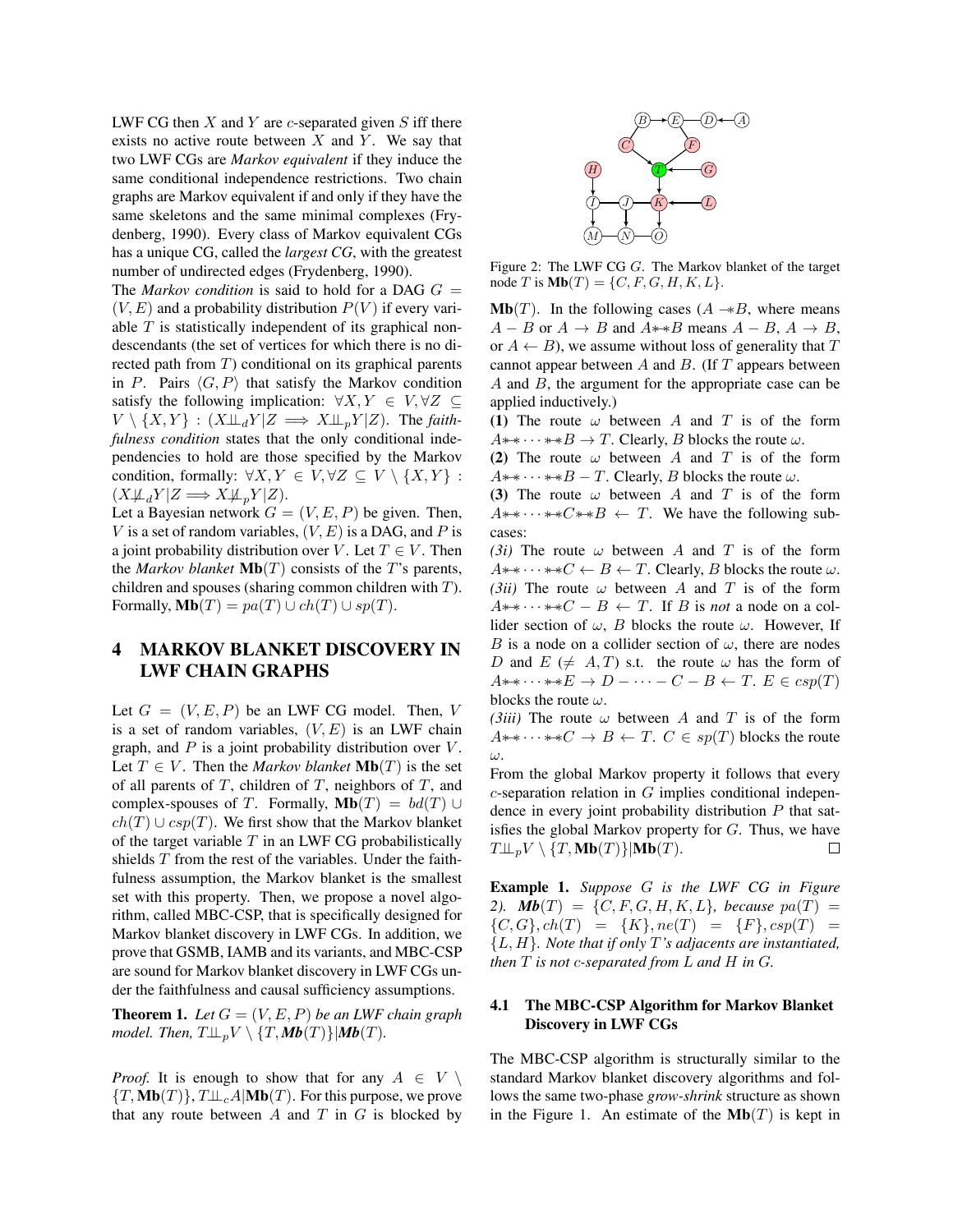LWF CG then $X$ and $Y$ are $c$-separated given $S$ iff there exists no active route between $X$ and $Y$. We say that two LWF CGs are *Markov equivalent* if they induce the same conditional independence restrictions. Two chain graphs are Markov equivalent if and only if they have the same skeletons and the same minimal complexes (Frydenberg, 1990). Every class of Markov equivalent CGs has a unique CG, called the *largest CG*, with the greatest number of undirected edges (Frydenberg, 1990).

The *Markov condition* is said to hold for a DAG $G = (V, E)$ and a probability distribution $P(V)$ if every variable $T$ is statistically independent of its graphical nondescendants (the set of vertices for which there is no directed path from $T$) conditional on its graphical parents in $P$. Pairs $\langle G, P\rangle$ that satisfy the Markov condition satisfy the following implication: $\forall X, Y \in V, \forall Z \subseteq V \setminus \{X, Y\} : (X \perp\!\!\!\perp_d Y|Z \implies X \perp\!\!\!\perp_p Y|Z)$. The *faithfulness condition* states that the only conditional independencies to hold are those specified by the Markov condition, formally: $\forall X, Y \in V, \forall Z \subseteq V \setminus \{X, Y\} : (X \not\perp\!\!\!\perp_d Y|Z \Longrightarrow X \not\perp\!\!\!\perp_p Y|Z)$.

Let a Bayesian network $G = (V, E, P)$ be given. Then, $V$ is a set of random variables, $(V, E)$ is a DAG, and $P$ is a joint probability distribution over $V$. Let $T \in V$. Then the *Markov blanket* $\mathbf{Mb}(T)$ consists of the $T$'s parents, children and spouses (sharing common children with $T$). Formally, $\mathbf{Mb}(T) = pa(T) \cup ch(T) \cup sp(T)$.

## 4 MARKOV BLANKET DISCOVERY IN LWF CHAIN GRAPHS

Let $G = (V, E, P)$ be an LWF CG model. Then, $V$ is a set of random variables, $(V, E)$ is an LWF chain graph, and $P$ is a joint probability distribution over $V$. Let $T \in V$. Then the *Markov blanket* $\mathbf{Mb}(T)$ is the set of all parents of $T$, children of $T$, neighbors of $T$, and complex-spouses of $T$. Formally, $\mathbf{Mb}(T) = bd(T) \cup ch(T) \cup csp(T)$. We first show that the Markov blanket of the target variable $T$ in an LWF CG probabilistically shields $T$ from the rest of the variables. Under the faithfulness assumption, the Markov blanket is the smallest set with this property. Then, we propose a novel algorithm, called MBC-CSP, that is specifically designed for Markov blanket discovery in LWF CGs. In addition, we prove that GSMB, IAMB and its variants, and MBC-CSP are sound for Markov blanket discovery in LWF CGs under the faithfulness and causal sufficiency assumptions.

**Theorem 1.** *Let $G = (V, E, P)$ be an LWF chain graph model. Then, $T \perp\!\!\!\perp_p V \setminus \{T, \mathbf{Mb}(T)\}|\mathbf{Mb}(T)$.*

*Proof.* It is enough to show that for any $A \in V \setminus \{T, \mathbf{Mb}(T)\}$, $T \perp\!\!\!\perp_c A|\mathbf{Mb}(T)$. For this purpose, we prove that any route between $A$ and $T$ in $G$ is blocked by $\mathbf{Mb}(T)$. In the following cases ($A \multimap B$, where means $A - B$ or $A \to B$ and $A{*}{*}B$ means $A - B$, $A \to B$, or $A \leftarrow B$), we assume without loss of generality that $T$ cannot appear between $A$ and $B$. (If $T$ appears between $A$ and $B$, the argument for the appropriate case can be applied inductively.)

**(1)** The route $\omega$ between $A$ and $T$ is of the form $A{*}{*} \cdots {*}{*}B \to T$. Clearly, $B$ blocks the route $\omega$.

**(2)** The route $\omega$ between $A$ and $T$ is of the form $A{*}{*} \cdots {*}{*}B - T$. Clearly, $B$ blocks the route $\omega$.

**(3)** The route $\omega$ between $A$ and $T$ is of the form $A{*}{*} \cdots {*}{*}C{*}{*}B \leftarrow T$. We have the following subcases:

*(3i)* The route $\omega$ between $A$ and $T$ is of the form $A{*}{*} \cdots {*}{*}C \leftarrow B \leftarrow T$. Clearly, $B$ blocks the route $\omega$.

*(3ii)* The route $\omega$ between $A$ and $T$ is of the form $A{*}{*} \cdots {*}{*}C - B \leftarrow T$. If $B$ is *not* a node on a collider section of $\omega$, $B$ blocks the route $\omega$. However, If $B$ is a node on a collider section of $\omega$, there are nodes $D$ and $E$ ($\neq A, T$) s.t. the route $\omega$ has the form of $A{*}{*} \cdots {*}{*}E \to D - \cdots - C - B \leftarrow T$. $E \in csp(T)$ blocks the route $\omega$.

*(3iii)* The route $\omega$ between $A$ and $T$ is of the form $A{*}{*} \cdots {*}{*}C \to B \leftarrow T$. $C \in sp(T)$ blocks the route $\omega$.

From the global Markov property it follows that every $c$-separation relation in $G$ implies conditional independence in every joint probability distribution $P$ that satisfies the global Markov property for $G$. Thus, we have $T \perp\!\!\!\perp_p V \setminus \{T, \mathbf{Mb}(T)\}|\mathbf{Mb}(T)$. □

**Example 1.** *Suppose $G$ is the LWF CG in Figure 2). $\mathbf{Mb}(T) = \{C, F, G, H, K, L\}$, because $pa(T) = \{C, G\}, ch(T) = \{K\}, ne(T) = \{F\}, csp(T) = \{L, H\}$. Note that if only $T$'s adjacents are instantiated, then $T$ is not $c$-separated from $L$ and $H$ in $G$.*

Figure 2: The LWF CG $G$. The Markov blanket of the target node $T$ is $\mathbf{Mb}(T) = \{C, F, G, H, K, L\}$.

### 4.1 The MBC-CSP Algorithm for Markov Blanket Discovery in LWF CGs

The MBC-CSP algorithm is structurally similar to the standard Markov blanket discovery algorithms and follows the same two-phase *grow-shrink* structure as shown in the Figure 1. An estimate of the $\mathbf{Mb}(T)$ is kept in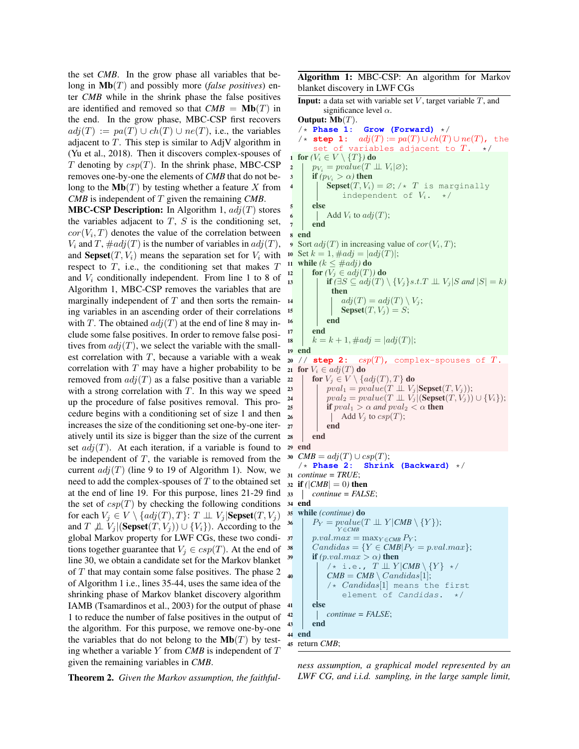the set *CMB*. In the grow phase all variables that belong in $\mathbf{Mb}(T)$ and possibly more (*false positives*) enter *CMB* while in the shrink phase the false positives are identified and removed so that *CMB* $= \mathbf{Mb}(T)$ in the end. In the grow phase, MBC-CSP first recovers $adj(T) := pa(T) \cup ch(T) \cup ne(T)$, i.e., the variables adjacent to $T$. This step is similar to AdjV algorithm in (Yu et al., 2018). Then it discovers complex-spouses of $T$ denoting by $csp(T)$. In the shrink phase, MBC-CSP removes one-by-one the elements of *CMB* that do not belong to the $\mathbf{Mb}(T)$ by testing whether a feature $X$ from *CMB* is independent of $T$ given the remaining *CMB*.

**MBC-CSP Description:** In Algorithm 1, $adj(T)$ stores the variables adjacent to $T$, $S$ is the conditioning set, $cor(V_i, T)$ denotes the value of the correlation between $V_i$ and $T$, $\#adj(T)$ is the number of variables in $adj(T)$, and $\mathbf{Sepset}(T, V_i)$ means the separation set for $V_i$ with respect to $T$, i.e., the conditioning set that makes $T$ and $V_i$ conditionally independent. From line 1 to 8 of Algorithm 1, MBC-CSP removes the variables that are marginally independent of $T$ and then sorts the remaining variables in an ascending order of their correlations with $T$. The obtained $adj(T)$ at the end of line 8 may include some false positives. In order to remove false positives from $adj(T)$, we select the variable with the smallest correlation with $T$, because a variable with a weak correlation with $T$ may have a higher probability to be removed from $adj(T)$ as a false positive than a variable with a strong correlation with $T$. In this way we speed up the procedure of false positives removal. This procedure begins with a conditioning set of size 1 and then increases the size of the conditioning set one-by-one iteratively until its size is bigger than the size of the current set $adj(T)$. At each iteration, if a variable is found to be independent of $T$, the variable is removed from the current $adj(T)$ (line 9 to 19 of Algorithm 1). Now, we need to add the complex-spouses of $T$ to the obtained set at the end of line 19. For this purpose, lines 21-29 find the set of $csp(T)$ by checking the following conditions for each $V_j \in V \setminus \{adj(T), T\}$: $T \perp\!\!\!\perp V_j | \mathbf{Sepset}(T, V_j)$ and $T \not\perp\!\!\!\perp V_j | (\mathbf{Sepset}(T, V_j)) \cup \{V_i\})$. According to the global Markov property for LWF CGs, these two conditions together guarantee that $V_j \in csp(T)$. At the end of line 30, we obtain a candidate set for the Markov blanket of $T$ that may contain some false positives. The phase 2 of Algorithm 1 i.e., lines 35-44, uses the same idea of the shrinking phase of Markov blanket discovery algorithm IAMB (Tsamardinos et al., 2003) for the output of phase 1 to reduce the number of false positives in the output of the algorithm. For this purpose, we remove one-by-one the variables that do not belong to the $\mathbf{Mb}(T)$ by testing whether a variable $Y$ from *CMB* is independent of $T$ given the remaining variables in *CMB*.

**Algorithm 1:** MBC-CSP: An algorithm for Markov blanket discovery in LWF CGs

**Input:** a data set with variable set $V$, target variable $T$, and significance level $\alpha$.
**Output:** $\mathbf{Mb}(T)$.

```
/* Phase 1: Grow (Forward) */
/* step 1: adj(T) := pa(T) ∪ ch(T) ∪ ne(T), the set of variables adjacent to T. */
1  for (V_i ∈ V \ {T}) do
2      p_{V_i} = pvalue(T ⫫ V_i | ∅);
3      if (p_{V_i} > α) then
4          Sepset(T, V_i) = ∅; /* T is marginally independent of V_i. */
5      else
6          Add V_i to adj(T);
7      end
8  end
9  Sort adj(T) in increasing value of cor(V_i, T);
10 Set k = 1, #adj = |adj(T)|;
11 while (k ≤ #adj) do
12     for (V_j ∈ adj(T)) do
13         if (∃S ⊆ adj(T) \ {V_j} s.t. T ⫫ V_j | S and |S| = k) then
14             adj(T) = adj(T) \ V_j;
15             Sepset(T, V_j) = S;
16         end
17     end
18     k = k + 1, #adj = |adj(T)|;
19 end
20 // step 2: csp(T), complex-spouses of T.
21 for V_i ∈ adj(T) do
22     for V_j ∈ V \ {adj(T), T} do
23         pval_1 = pvalue(T ⫫ V_j | Sepset(T, V_j));
24         pval_2 = pvalue(T ⫫ V_j | (Sepset(T, V_j)) ∪ {V_i});
25         if pval_1 > α and pval_2 < α then
26             Add V_j to csp(T);
27         end
28     end
29 end
30 CMB = adj(T) ∪ csp(T);
/* Phase 2: Shrink (Backward) */
31 continue = TRUE;
32 if (|CMB| = 0) then
33     continue = FALSE;
34 end
35 while (continue) do
36     P_Y = pvalue_{Y ∈ CMB}(T ⫫ Y | CMB \ {Y});
37     p.val.max = max_{Y ∈ CMB} P_Y;
38     Candidas = {Y ∈ CMB | P_Y = p.val.max};
39     if (p.val.max > α) then
           /* i.e., T ⫫ Y | CMB \ {Y} */
40         CMB = CMB \ Candidas[1];
           /* Candidas[1] means the first element of Candidas. */
41     else
42         continue = FALSE;
43     end
44 end
45 return CMB;
```

**Theorem 2.** *Given the Markov assumption, the faithfulness assumption, a graphical model represented by an LWF CG, and i.i.d. sampling, in the large sample limit,*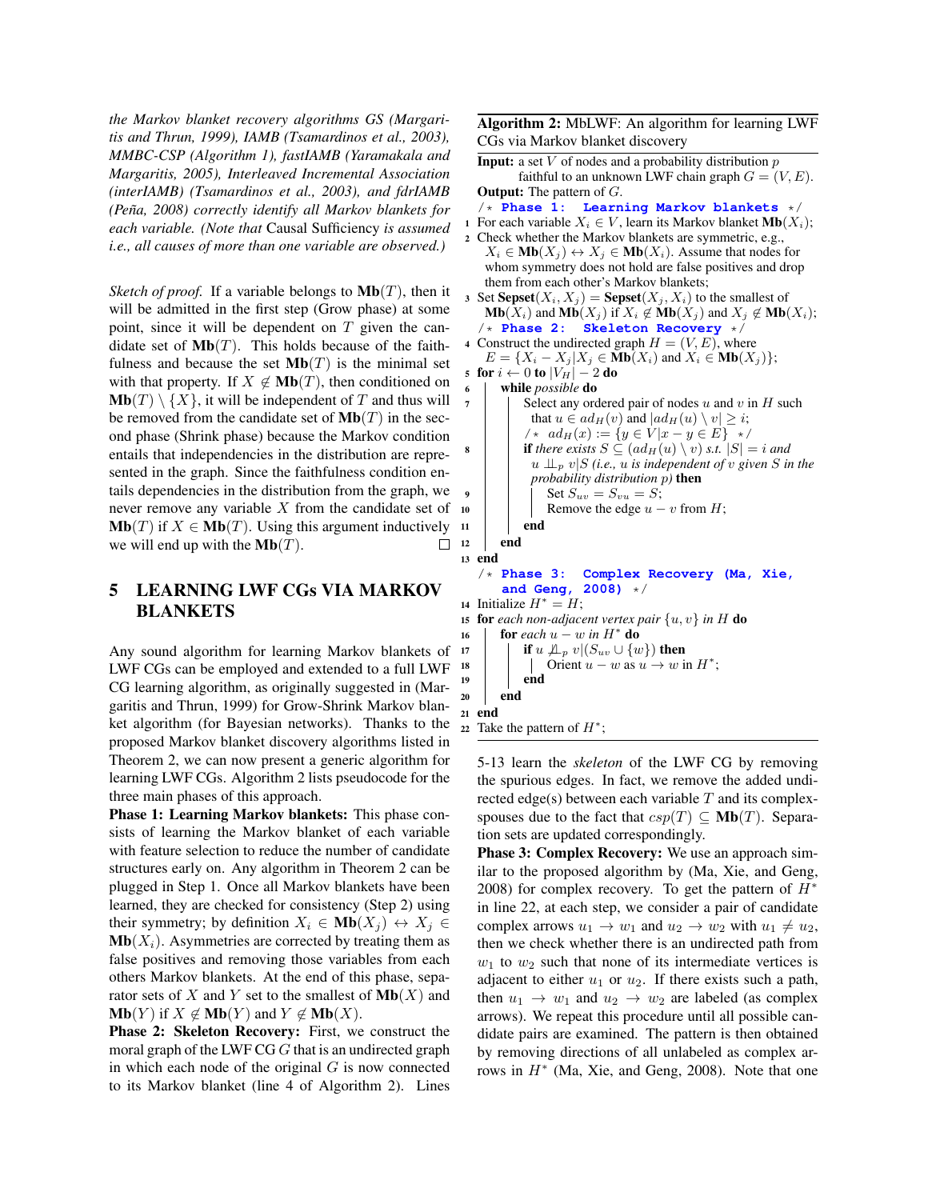*the Markov blanket recovery algorithms GS (Margaritis and Thrun, 1999), IAMB (Tsamardinos et al., 2003), MMBC-CSP (Algorithm 1), fastIAMB (Yaramakala and Margaritis, 2005), Interleaved Incremental Association (interIAMB) (Tsamardinos et al., 2003), and fdrIAMB (Peña, 2008) correctly identify all Markov blankets for each variable. (Note that* Causal Sufficiency *is assumed i.e., all causes of more than one variable are observed.)*

*Sketch of proof.* If a variable belongs to $\mathbf{Mb}(T)$, then it will be admitted in the first step (Grow phase) at some point, since it will be dependent on $T$ given the candidate set of $\mathbf{Mb}(T)$. This holds because of the faithfulness and because the set $\mathbf{Mb}(T)$ is the minimal set with that property. If $X \notin \mathbf{Mb}(T)$, then conditioned on $\mathbf{Mb}(T) \setminus \{X\}$, it will be independent of $T$ and thus will be removed from the candidate set of $\mathbf{Mb}(T)$ in the second phase (Shrink phase) because the Markov condition entails that independencies in the distribution are represented in the graph. Since the faithfulness condition entails dependencies in the distribution from the graph, we never remove any variable $X$ from the candidate set of $\mathbf{Mb}(T)$ if $X \in \mathbf{Mb}(T)$. Using this argument inductively we will end up with the $\mathbf{Mb}(T)$. □

## 5 LEARNING LWF CGs VIA MARKOV BLANKETS

Any sound algorithm for learning Markov blankets of LWF CGs can be employed and extended to a full LWF CG learning algorithm, as originally suggested in (Margaritis and Thrun, 1999) for Grow-Shrink Markov blanket algorithm (for Bayesian networks). Thanks to the proposed Markov blanket discovery algorithms listed in Theorem 2, we can now present a generic algorithm for learning LWF CGs. Algorithm 2 lists pseudocode for the three main phases of this approach.

**Phase 1: Learning Markov blankets:** This phase consists of learning the Markov blanket of each variable with feature selection to reduce the number of candidate structures early on. Any algorithm in Theorem 2 can be plugged in Step 1. Once all Markov blankets have been learned, they are checked for consistency (Step 2) using their symmetry; by definition $X_i \in \mathbf{Mb}(X_j) \leftrightarrow X_j \in \mathbf{Mb}(X_i)$. Asymmetries are corrected by treating them as false positives and removing those variables from each others Markov blankets. At the end of this phase, separator sets of $X$ and $Y$ set to the smallest of $\mathbf{Mb}(X)$ and $\mathbf{Mb}(Y)$ if $X \notin \mathbf{Mb}(Y)$ and $Y \notin \mathbf{Mb}(X)$.

**Phase 2: Skeleton Recovery:** First, we construct the moral graph of the LWF CG $G$ that is an undirected graph in which each node of the original $G$ is now connected to its Markov blanket (line 4 of Algorithm 2). Lines

**Algorithm 2:** MbLWF: An algorithm for learning LWF CGs via Markov blanket discovery

**Input:** A set $V$ of nodes and a probability distribution $p$ faithful to an unknown LWF chain graph $G = (V, E)$.
**Output:** The pattern of $G$.

```
/* Phase 1: Learning Markov blankets */
1  For each variable X_i ∈ V, learn its Markov blanket Mb(X_i);
2  Check whether the Markov blankets are symmetric, e.g.,
     X_i ∈ Mb(X_j) ↔ X_j ∈ Mb(X_i). Assume that nodes for
     whom symmetry does not hold are false positives and drop
     them from each other's Markov blankets;
3  Set Sepset(X_i, X_j) = Sepset(X_j, X_i) to the smallest of
     Mb(X_i) and Mb(X_j) if X_i ∉ Mb(X_j) and X_j ∉ Mb(X_i);
/* Phase 2: Skeleton Recovery */
4  Construct the undirected graph H = (V, E), where
     E = {X_i − X_j | X_j ∈ Mb(X_i) and X_i ∈ Mb(X_j)};
5  for i ← 0 to |V_H| − 2 do
6    while possible do
7      Select any ordered pair of nodes u and v in H such
         that u ∈ ad_H(v) and |ad_H(u) \ v| ≥ i;
       /* ad_H(x) := {y ∈ V | x − y ∈ E} */
8      if there exists S ⊆ (ad_H(u) \ v) s.t. |S| = i and
         u ⊥⊥_p v|S (i.e., u is independent of v given S in the
         probability distribution p) then
9        Set S_uv = S_vu = S;
10       Remove the edge u − v from H;
11     end
12   end
13 end
/* Phase 3: Complex Recovery (Ma, Xie, and Geng, 2008) */
14 Initialize H* = H;
15 for each non-adjacent vertex pair {u, v} in H do
16   for each u − w in H* do
17     if u ⊥̸⊥_p v|(S_uv ∪ {w}) then
18       Orient u − w as u → w in H*;
19     end
20   end
21 end
22 Take the pattern of H*;
```

5-13 learn the *skeleton* of the LWF CG by removing the spurious edges. In fact, we remove the added undirected edge(s) between each variable $T$ and its complex-spouses due to the fact that $csp(T) \subseteq \mathbf{Mb}(T)$. Separation sets are updated correspondingly.

**Phase 3: Complex Recovery:** We use an approach similar to the proposed algorithm by (Ma, Xie, and Geng, 2008) for complex recovery. To get the pattern of $H^*$ in line 22, at each step, we consider a pair of candidate complex arrows $u_1 \to w_1$ and $u_2 \to w_2$ with $u_1 \neq u_2$, then we check whether there is an undirected path from $w_1$ to $w_2$ such that none of its intermediate vertices is adjacent to either $u_1$ or $u_2$. If there exists such a path, then $u_1 \to w_1$ and $u_2 \to w_2$ are labeled (as complex arrows). We repeat this procedure until all possible candidate pairs are examined. The pattern is then obtained by removing directions of all unlabeled as complex arrows in $H^*$ (Ma, Xie, and Geng, 2008). Note that one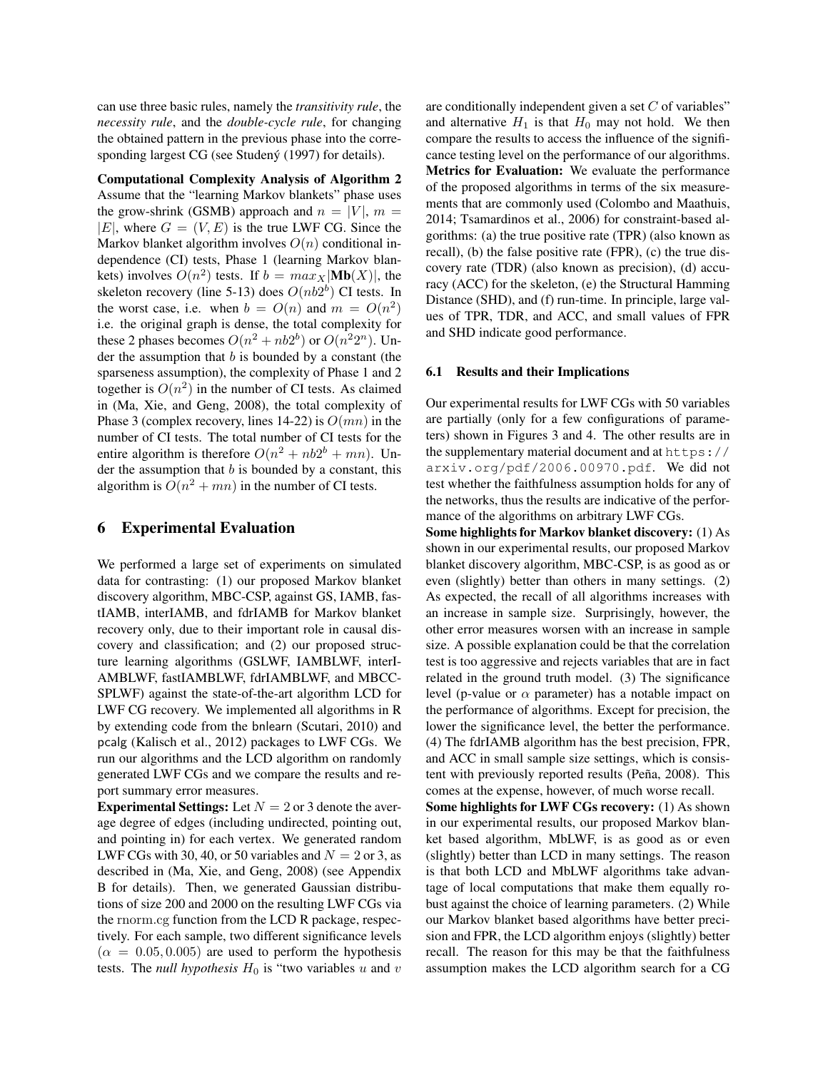can use three basic rules, namely the *transitivity rule*, the *necessity rule*, and the *double-cycle rule*, for changing the obtained pattern in the previous phase into the corresponding largest CG (see Studený (1997) for details).

**Computational Complexity Analysis of Algorithm 2** Assume that the "learning Markov blankets" phase uses the grow-shrink (GSMB) approach and $n = |V|$, $m = |E|$, where $G = (V, E)$ is the true LWF CG. Since the Markov blanket algorithm involves $O(n)$ conditional independence (CI) tests, Phase 1 (learning Markov blankets) involves $O(n^2)$ tests. If $b = max_X |\mathbf{Mb}(X)|$, the skeleton recovery (line 5-13) does $O(nb2^b)$ CI tests. In the worst case, i.e. when $b = O(n)$ and $m = O(n^2)$ i.e. the original graph is dense, the total complexity for these 2 phases becomes $O(n^2 + nb2^b)$ or $O(n^2 2^n)$. Under the assumption that $b$ is bounded by a constant (the sparseness assumption), the complexity of Phase 1 and 2 together is $O(n^2)$ in the number of CI tests. As claimed in (Ma, Xie, and Geng, 2008), the total complexity of Phase 3 (complex recovery, lines 14-22) is $O(mn)$ in the number of CI tests. The total number of CI tests for the entire algorithm is therefore $O(n^2 + nb2^b + mn)$. Under the assumption that $b$ is bounded by a constant, this algorithm is $O(n^2 + mn)$ in the number of CI tests.

## 6 Experimental Evaluation

We performed a large set of experiments on simulated data for contrasting: (1) our proposed Markov blanket discovery algorithm, MBC-CSP, against GS, IAMB, fastIAMB, interIAMB, and fdrIAMB for Markov blanket recovery only, due to their important role in causal discovery and classification; and (2) our proposed structure learning algorithms (GSLWF, IAMBLWF, interIAMBLWF, fastIAMBLWF, fdrIAMBLWF, and MBCCSPLWF) against the state-of-the-art algorithm LCD for LWF CG recovery. We implemented all algorithms in R by extending code from the bnlearn (Scutari, 2010) and pcalg (Kalisch et al., 2012) packages to LWF CGs. We run our algorithms and the LCD algorithm on randomly generated LWF CGs and we compare the results and report summary error measures.

**Experimental Settings:** Let $N = 2$ or 3 denote the average degree of edges (including undirected, pointing out, and pointing in) for each vertex. We generated random LWF CGs with 30, 40, or 50 variables and $N = 2$ or 3, as described in (Ma, Xie, and Geng, 2008) (see Appendix B for details). Then, we generated Gaussian distributions of size 200 and 2000 on the resulting LWF CGs via the rnorm.cg function from the LCD R package, respectively. For each sample, two different significance levels ($\alpha = 0.05, 0.005$) are used to perform the hypothesis tests. The *null hypothesis* $H_0$ is "two variables $u$ and $v$ are conditionally independent given a set $C$ of variables" and alternative $H_1$ is that $H_0$ may not hold. We then compare the results to access the influence of the significance testing level on the performance of our algorithms.

**Metrics for Evaluation:** We evaluate the performance of the proposed algorithms in terms of the six measurements that are commonly used (Colombo and Maathuis, 2014; Tsamardinos et al., 2006) for constraint-based algorithms: (a) the true positive rate (TPR) (also known as recall), (b) the false positive rate (FPR), (c) the true discovery rate (TDR) (also known as precision), (d) accuracy (ACC) for the skeleton, (e) the Structural Hamming Distance (SHD), and (f) run-time. In principle, large values of TPR, TDR, and ACC, and small values of FPR and SHD indicate good performance.

### 6.1 Results and their Implications

Our experimental results for LWF CGs with 50 variables are partially (only for a few configurations of parameters) shown in Figures 3 and 4. The other results are in the supplementary material document and at https://arxiv.org/pdf/2006.00970.pdf. We did not test whether the faithfulness assumption holds for any of the networks, thus the results are indicative of the performance of the algorithms on arbitrary LWF CGs.

**Some highlights for Markov blanket discovery:** (1) As shown in our experimental results, our proposed Markov blanket discovery algorithm, MBC-CSP, is as good as or even (slightly) better than others in many settings. (2) As expected, the recall of all algorithms increases with an increase in sample size. Surprisingly, however, the other error measures worsen with an increase in sample size. A possible explanation could be that the correlation test is too aggressive and rejects variables that are in fact related in the ground truth model. (3) The significance level (p-value or $\alpha$ parameter) has a notable impact on the performance of algorithms. Except for precision, the lower the significance level, the better the performance. (4) The fdrIAMB algorithm has the best precision, FPR, and ACC in small sample size settings, which is consistent with previously reported results (Peña, 2008). This comes at the expense, however, of much worse recall.

**Some highlights for LWF CGs recovery:** (1) As shown in our experimental results, our proposed Markov blanket based algorithm, MbLWF, is as good as or even (slightly) better than LCD in many settings. The reason is that both LCD and MbLWF algorithms take advantage of local computations that make them equally robust against the choice of learning parameters. (2) While our Markov blanket based algorithms have better precision and FPR, the LCD algorithm enjoys (slightly) better recall. The reason for this may be that the faithfulness assumption makes the LCD algorithm search for a CG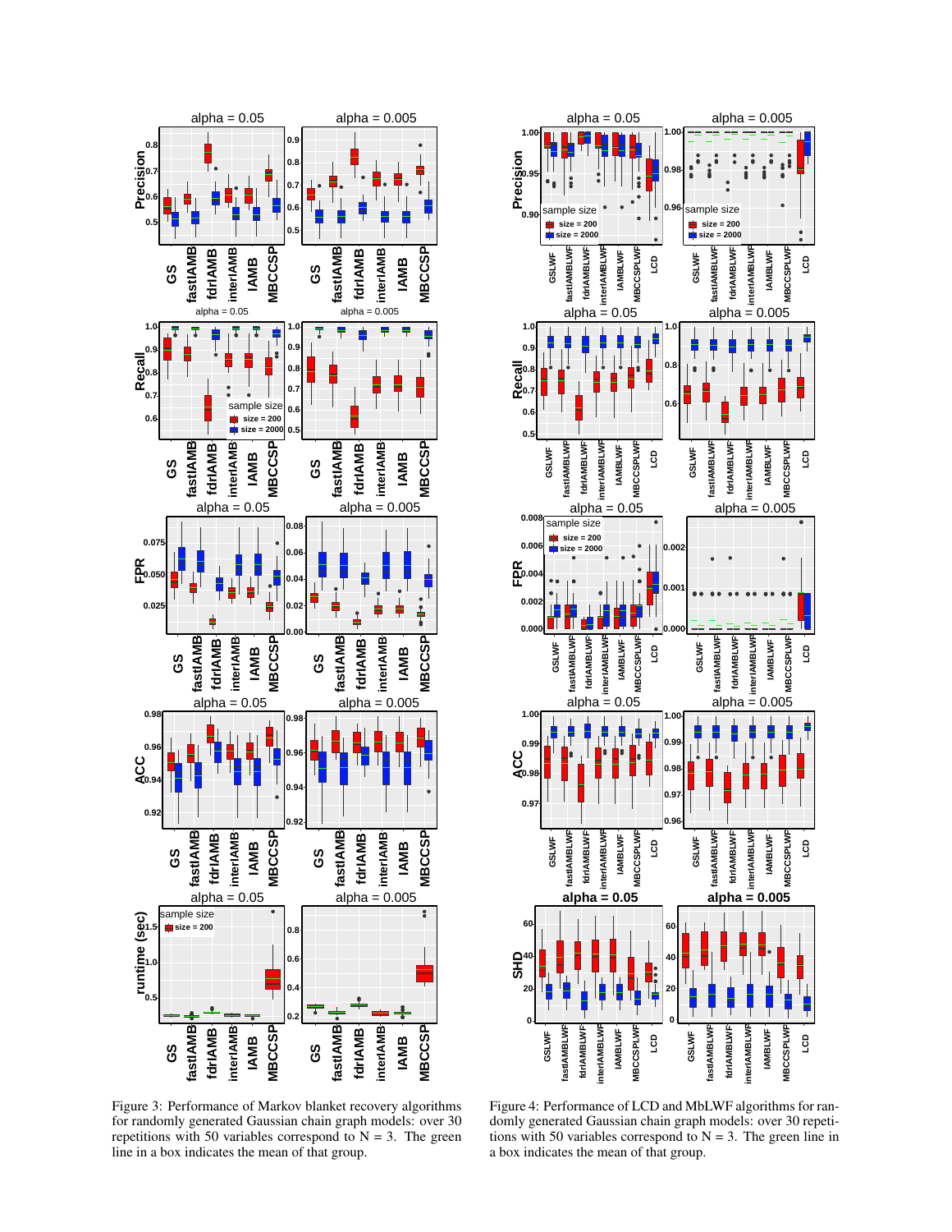alpha = 0.05

alpha = 0.005

Precision

GS fastIAMB fdrIAMB interIAMB IAMB MBCCSP

Recall

sample size
size = 200
size = 2000

FPR

ACC

runtime (sec)

sample size
size = 200

Figure 3: Performance of Markov blanket recovery algorithms for randomly generated Gaussian chain graph models: over 30 repetitions with 50 variables correspond to N = 3. The green line in a box indicates the mean of that group.

alpha = 0.05

alpha = 0.005

Precision

sample size
size = 200
size = 2000

GSLWF fastIAMBLWF fdrIAMBLWF interIAMBLWF IAMBLWF MBCCSPLWF LCD

Recall

FPR

ACC

SHD

Figure 4: Performance of LCD and MbLWF algorithms for randomly generated Gaussian chain graph models: over 30 repetitions with 50 variables correspond to N = 3. The green line in a box indicates the mean of that group.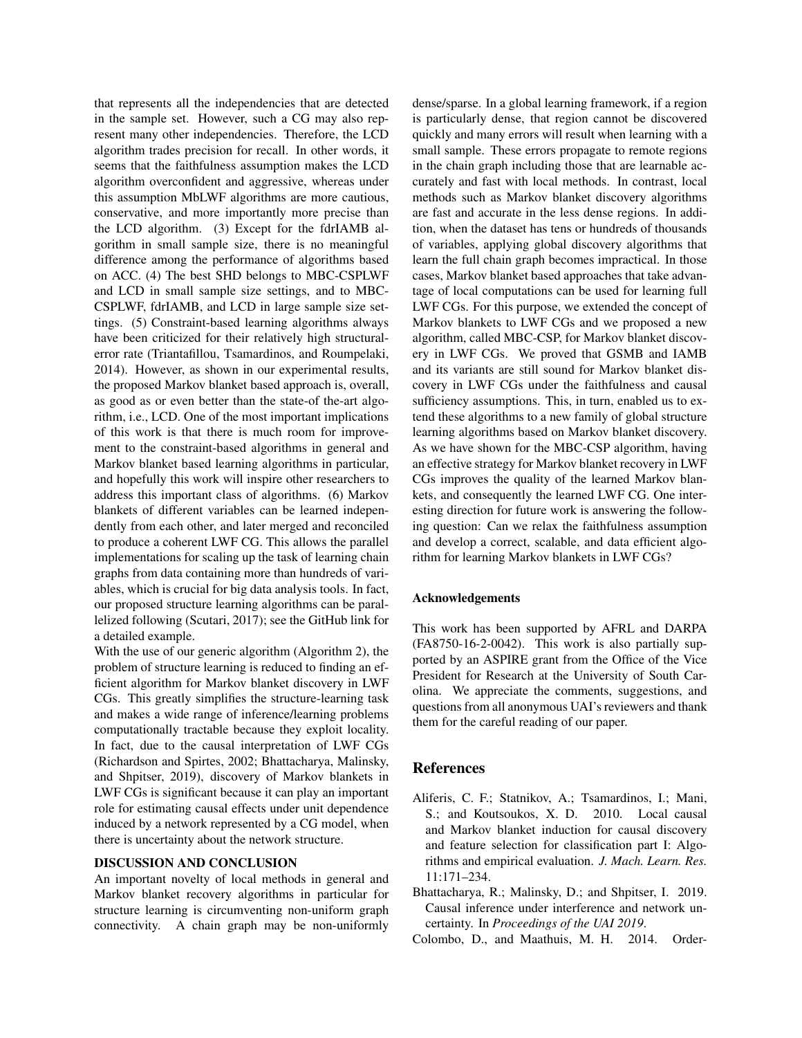that represents all the independencies that are detected in the sample set. However, such a CG may also represent many other independencies. Therefore, the LCD algorithm trades precision for recall. In other words, it seems that the faithfulness assumption makes the LCD algorithm overconfident and aggressive, whereas under this assumption MbLWF algorithms are more cautious, conservative, and more importantly more precise than the LCD algorithm. (3) Except for the fdrIAMB algorithm in small sample size, there is no meaningful difference among the performance of algorithms based on ACC. (4) The best SHD belongs to MBC-CSPLWF and LCD in small sample size settings, and to MBC-CSPLWF, fdrIAMB, and LCD in large sample size settings. (5) Constraint-based learning algorithms always have been criticized for their relatively high structural-error rate (Triantafillou, Tsamardinos, and Roumpelaki, 2014). However, as shown in our experimental results, the proposed Markov blanket based approach is, overall, as good as or even better than the state-of the-art algorithm, i.e., LCD. One of the most important implications of this work is that there is much room for improvement to the constraint-based algorithms in general and Markov blanket based learning algorithms in particular, and hopefully this work will inspire other researchers to address this important class of algorithms. (6) Markov blankets of different variables can be learned independently from each other, and later merged and reconciled to produce a coherent LWF CG. This allows the parallel implementations for scaling up the task of learning chain graphs from data containing more than hundreds of variables, which is crucial for big data analysis tools. In fact, our proposed structure learning algorithms can be parallelized following (Scutari, 2017); see the GitHub link for a detailed example.

With the use of our generic algorithm (Algorithm 2), the problem of structure learning is reduced to finding an efficient algorithm for Markov blanket discovery in LWF CGs. This greatly simplifies the structure-learning task and makes a wide range of inference/learning problems computationally tractable because they exploit locality. In fact, due to the causal interpretation of LWF CGs (Richardson and Spirtes, 2002; Bhattacharya, Malinsky, and Shpitser, 2019), discovery of Markov blankets in LWF CGs is significant because it can play an important role for estimating causal effects under unit dependence induced by a network represented by a CG model, when there is uncertainty about the network structure.

## DISCUSSION AND CONCLUSION

An important novelty of local methods in general and Markov blanket recovery algorithms in particular for structure learning is circumventing non-uniform graph connectivity. A chain graph may be non-uniformly dense/sparse. In a global learning framework, if a region is particularly dense, that region cannot be discovered quickly and many errors will result when learning with a small sample. These errors propagate to remote regions in the chain graph including those that are learnable accurately and fast with local methods. In contrast, local methods such as Markov blanket discovery algorithms are fast and accurate in the less dense regions. In addition, when the dataset has tens or hundreds of thousands of variables, applying global discovery algorithms that learn the full chain graph becomes impractical. In those cases, Markov blanket based approaches that take advantage of local computations can be used for learning full LWF CGs. For this purpose, we extended the concept of Markov blankets to LWF CGs and we proposed a new algorithm, called MBC-CSP, for Markov blanket discovery in LWF CGs. We proved that GSMB and IAMB and its variants are still sound for Markov blanket discovery in LWF CGs under the faithfulness and causal sufficiency assumptions. This, in turn, enabled us to extend these algorithms to a new family of global structure learning algorithms based on Markov blanket discovery. As we have shown for the MBC-CSP algorithm, having an effective strategy for Markov blanket recovery in LWF CGs improves the quality of the learned Markov blankets, and consequently the learned LWF CG. One interesting direction for future work is answering the following question: Can we relax the faithfulness assumption and develop a correct, scalable, and data efficient algorithm for learning Markov blankets in LWF CGs?

### Acknowledgements

This work has been supported by AFRL and DARPA (FA8750-16-2-0042). This work is also partially supported by an ASPIRE grant from the Office of the Vice President for Research at the University of South Carolina. We appreciate the comments, suggestions, and questions from all anonymous UAI's reviewers and thank them for the careful reading of our paper.

## References

Aliferis, C. F.; Statnikov, A.; Tsamardinos, I.; Mani, S.; and Koutsoukos, X. D. 2010. Local causal and Markov blanket induction for causal discovery and feature selection for classification part I: Algorithms and empirical evaluation. *J. Mach. Learn. Res.* 11:171–234.

Bhattacharya, R.; Malinsky, D.; and Shpitser, I. 2019. Causal inference under interference and network uncertainty. In *Proceedings of the UAI 2019*.

Colombo, D., and Maathuis, M. H. 2014. Order-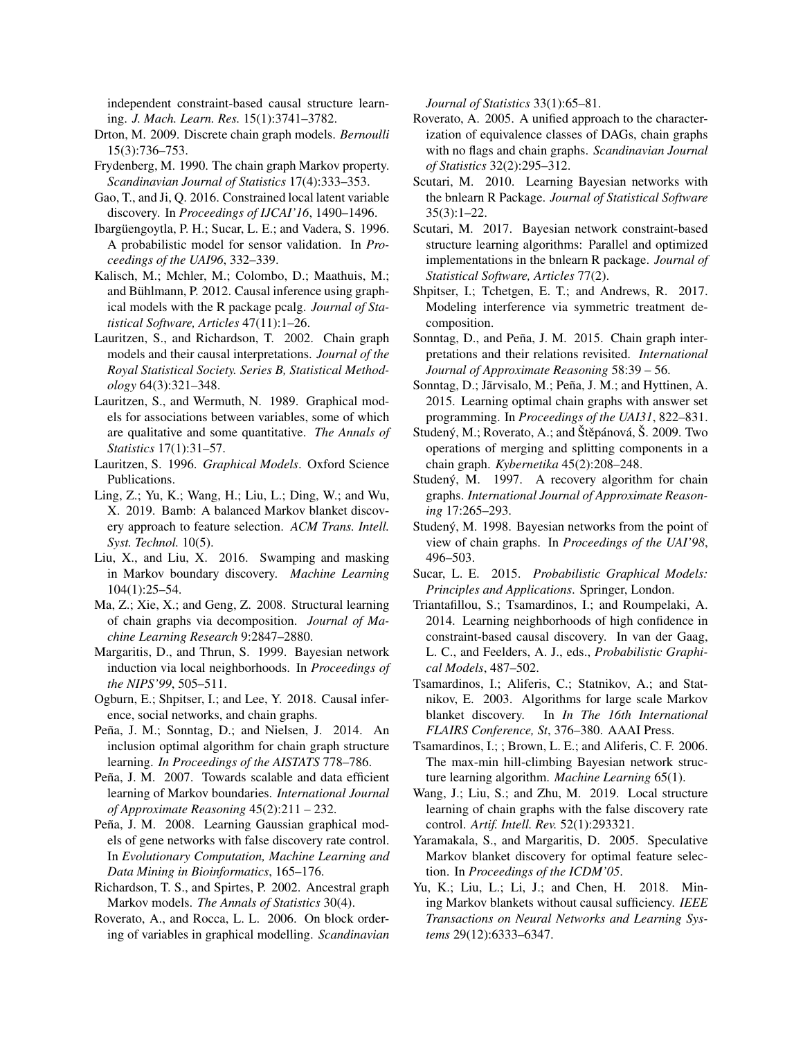independent constraint-based causal structure learning. *J. Mach. Learn. Res.* 15(1):3741–3782.

Drton, M. 2009. Discrete chain graph models. *Bernoulli* 15(3):736–753.

Frydenberg, M. 1990. The chain graph Markov property. *Scandinavian Journal of Statistics* 17(4):333–353.

Gao, T., and Ji, Q. 2016. Constrained local latent variable discovery. In *Proceedings of IJCAI'16*, 1490–1496.

Ibargüengoytla, P. H.; Sucar, L. E.; and Vadera, S. 1996. A probabilistic model for sensor validation. In *Proceedings of the UAI96*, 332–339.

Kalisch, M.; Mchler, M.; Colombo, D.; Maathuis, M.; and Bühlmann, P. 2012. Causal inference using graphical models with the R package pcalg. *Journal of Statistical Software, Articles* 47(11):1–26.

Lauritzen, S., and Richardson, T. 2002. Chain graph models and their causal interpretations. *Journal of the Royal Statistical Society. Series B, Statistical Methodology* 64(3):321–348.

Lauritzen, S., and Wermuth, N. 1989. Graphical models for associations between variables, some of which are qualitative and some quantitative. *The Annals of Statistics* 17(1):31–57.

Lauritzen, S. 1996. *Graphical Models*. Oxford Science Publications.

Ling, Z.; Yu, K.; Wang, H.; Liu, L.; Ding, W.; and Wu, X. 2019. Bamb: A balanced Markov blanket discovery approach to feature selection. *ACM Trans. Intell. Syst. Technol.* 10(5).

Liu, X., and Liu, X. 2016. Swamping and masking in Markov boundary discovery. *Machine Learning* 104(1):25–54.

Ma, Z.; Xie, X.; and Geng, Z. 2008. Structural learning of chain graphs via decomposition. *Journal of Machine Learning Research* 9:2847–2880.

Margaritis, D., and Thrun, S. 1999. Bayesian network induction via local neighborhoods. In *Proceedings of the NIPS'99*, 505–511.

Ogburn, E.; Shpitser, I.; and Lee, Y. 2018. Causal inference, social networks, and chain graphs.

Peña, J. M.; Sonntag, D.; and Nielsen, J. 2014. An inclusion optimal algorithm for chain graph structure learning. *In Proceedings of the AISTATS* 778–786.

Peña, J. M. 2007. Towards scalable and data efficient learning of Markov boundaries. *International Journal of Approximate Reasoning* 45(2):211 – 232.

Peña, J. M. 2008. Learning Gaussian graphical models of gene networks with false discovery rate control. In *Evolutionary Computation, Machine Learning and Data Mining in Bioinformatics*, 165–176.

Richardson, T. S., and Spirtes, P. 2002. Ancestral graph Markov models. *The Annals of Statistics* 30(4).

Roverato, A., and Rocca, L. L. 2006. On block ordering of variables in graphical modelling. *Scandinavian Journal of Statistics* 33(1):65–81.

Roverato, A. 2005. A unified approach to the characterization of equivalence classes of DAGs, chain graphs with no flags and chain graphs. *Scandinavian Journal of Statistics* 32(2):295–312.

Scutari, M. 2010. Learning Bayesian networks with the bnlearn R Package. *Journal of Statistical Software* 35(3):1–22.

Scutari, M. 2017. Bayesian network constraint-based structure learning algorithms: Parallel and optimized implementations in the bnlearn R package. *Journal of Statistical Software, Articles* 77(2).

Shpitser, I.; Tchetgen, E. T.; and Andrews, R. 2017. Modeling interference via symmetric treatment decomposition.

Sonntag, D., and Peña, J. M. 2015. Chain graph interpretations and their relations revisited. *International Journal of Approximate Reasoning* 58:39 – 56.

Sonntag, D.; Jărvisalo, M.; Peña, J. M.; and Hyttinen, A. 2015. Learning optimal chain graphs with answer set programming. In *Proceedings of the UAI31*, 822–831.

Studený, M.; Roverato, A.; and Štěpánová, Š. 2009. Two operations of merging and splitting components in a chain graph. *Kybernetika* 45(2):208–248.

Studený, M. 1997. A recovery algorithm for chain graphs. *International Journal of Approximate Reasoning* 17:265–293.

Studený, M. 1998. Bayesian networks from the point of view of chain graphs. In *Proceedings of the UAI'98*, 496–503.

Sucar, L. E. 2015. *Probabilistic Graphical Models: Principles and Applications*. Springer, London.

Triantafillou, S.; Tsamardinos, I.; and Roumpelaki, A. 2014. Learning neighborhoods of high confidence in constraint-based causal discovery. In van der Gaag, L. C., and Feelders, A. J., eds., *Probabilistic Graphical Models*, 487–502.

Tsamardinos, I.; Aliferis, C.; Statnikov, A.; and Statnikov, E. 2003. Algorithms for large scale Markov blanket discovery. In *In The 16th International FLAIRS Conference, St*, 376–380. AAAI Press.

Tsamardinos, I.; ; Brown, L. E.; and Aliferis, C. F. 2006. The max-min hill-climbing Bayesian network structure learning algorithm. *Machine Learning* 65(1).

Wang, J.; Liu, S.; and Zhu, M. 2019. Local structure learning of chain graphs with the false discovery rate control. *Artif. Intell. Rev.* 52(1):293321.

Yaramakala, S., and Margaritis, D. 2005. Speculative Markov blanket discovery for optimal feature selection. In *Proceedings of the ICDM'05*.

Yu, K.; Liu, L.; Li, J.; and Chen, H. 2018. Mining Markov blankets without causal sufficiency. *IEEE Transactions on Neural Networks and Learning Systems* 29(12):6333–6347.